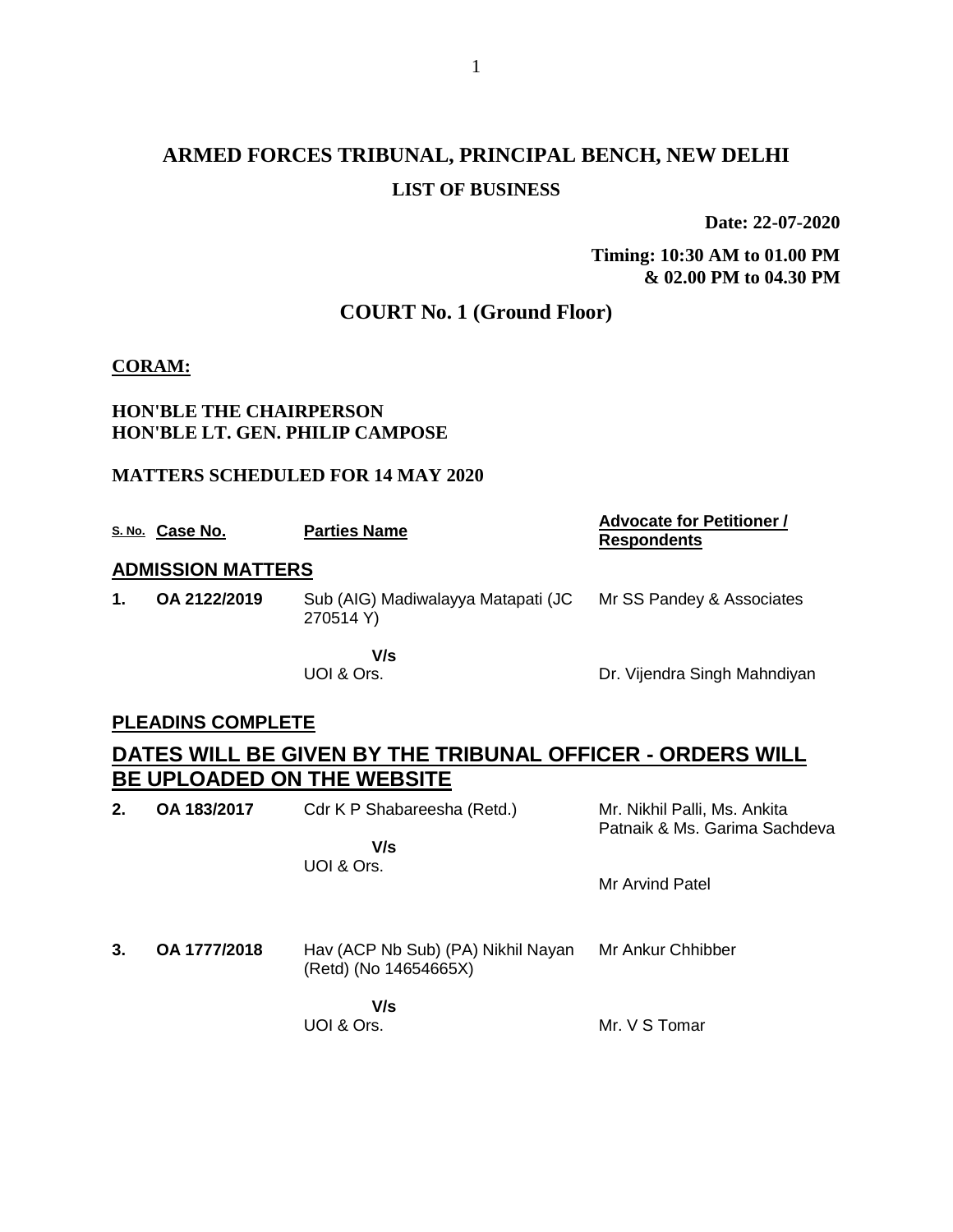# ARMED FORCES TRIBUNAL, PRINCIPAL BENCH, NEW DELHI

## LIST OF BUSINESS

**Date: 22-07-2020**

**Timing: 10:30 AM to 01.00 PM & 02.00 PM to 04.30 PM**

## COURT No. 1 (Ground Floor)

**CORAM:**

**HON'BLE THE CHAIRPERSON**
**HON'BLE LT. GEN. PHILIP CAMPOSE**

**MATTERS SCHEDULED FOR 14 MAY 2020**

| S. No. | Case No. | Parties Name | Advocate for Petitioner / Respondents |
|---|---|---|---|
| **ADMISSION MATTERS** | | | |
| **1.** | **OA 2122/2019** | Sub (AIG) Madiwalayya Matapati (JC 270514 Y) | Mr SS Pandey & Associates |
| | | **V/s** | |
| | | UOI & Ors. | Dr. Vijendra Singh Mahndiyan |
| **PLEADINS COMPLETE** | | | |
| **DATES WILL BE GIVEN BY THE TRIBUNAL OFFICER - ORDERS WILL BE UPLOADED ON THE WEBSITE** | | | |
| **2.** | **OA 183/2017** | Cdr K P Shabareesha (Retd.) | Mr. Nikhil Palli, Ms. Ankita Patnaik & Ms. Garima Sachdeva |
| | | **V/s** | |
| | | UOI & Ors. | Mr Arvind Patel |
| **3.** | **OA 1777/2018** | Hav (ACP Nb Sub) (PA) Nikhil Nayan (Retd) (No 14654665X) | Mr Ankur Chhibber |
| | | **V/s** | |
| | | UOI & Ors. | Mr. V S Tomar |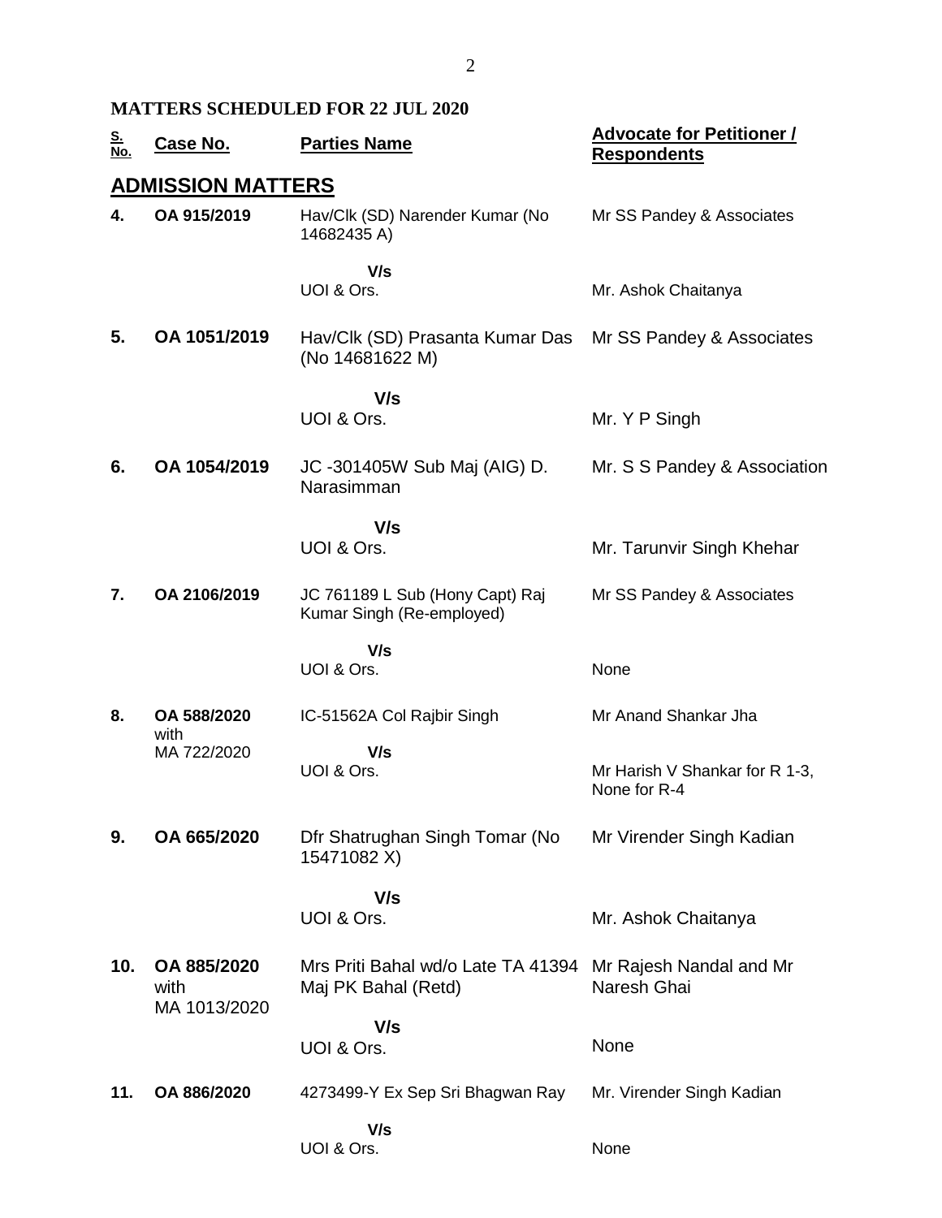**MATTERS SCHEDULED FOR 22 JUL 2020**

| S. No. | Case No. | Parties Name | Advocate for Petitioner / Respondents |
|---|---|---|---|
| **ADMISSION MATTERS** | | | |
| **4.** | **OA 915/2019** | Hav/Clk (SD) Narender Kumar (No 14682435 A) | Mr SS Pandey & Associates |
| | | V/s | |
| | | UOI & Ors. | Mr. Ashok Chaitanya |
| **5.** | **OA 1051/2019** | Hav/Clk (SD) Prasanta Kumar Das (No 14681622 M) | Mr SS Pandey & Associates |
| | | V/s | |
| | | UOI & Ors. | Mr. Y P Singh |
| **6.** | **OA 1054/2019** | JC -301405W Sub Maj (AIG) D. Narasimman | Mr. S S Pandey & Association |
| | | V/s | |
| | | UOI & Ors. | Mr. Tarunvir Singh Khehar |
| **7.** | **OA 2106/2019** | JC 761189 L Sub (Hony Capt) Raj Kumar Singh (Re-employed) | Mr SS Pandey & Associates |
| | | V/s | |
| | | UOI & Ors. | None |
| **8.** | **OA 588/2020** with MA 722/2020 | IC-51562A Col Rajbir Singh | Mr Anand Shankar Jha |
| | | V/s | |
| | | UOI & Ors. | Mr Harish V Shankar for R 1-3, None for R-4 |
| **9.** | **OA 665/2020** | Dfr Shatrughan Singh Tomar (No 15471082 X) | Mr Virender Singh Kadian |
| | | V/s | |
| | | UOI & Ors. | Mr. Ashok Chaitanya |
| **10.** | **OA 885/2020** with MA 1013/2020 | Mrs Priti Bahal wd/o Late TA 41394 Maj PK Bahal (Retd) | Mr Rajesh Nandal and Mr Naresh Ghai |
| | | V/s | |
| | | UOI & Ors. | None |
| **11.** | **OA 886/2020** | 4273499-Y Ex Sep Sri Bhagwan Ray | Mr. Virender Singh Kadian |
| | | V/s | |
| | | UOI & Ors. | None |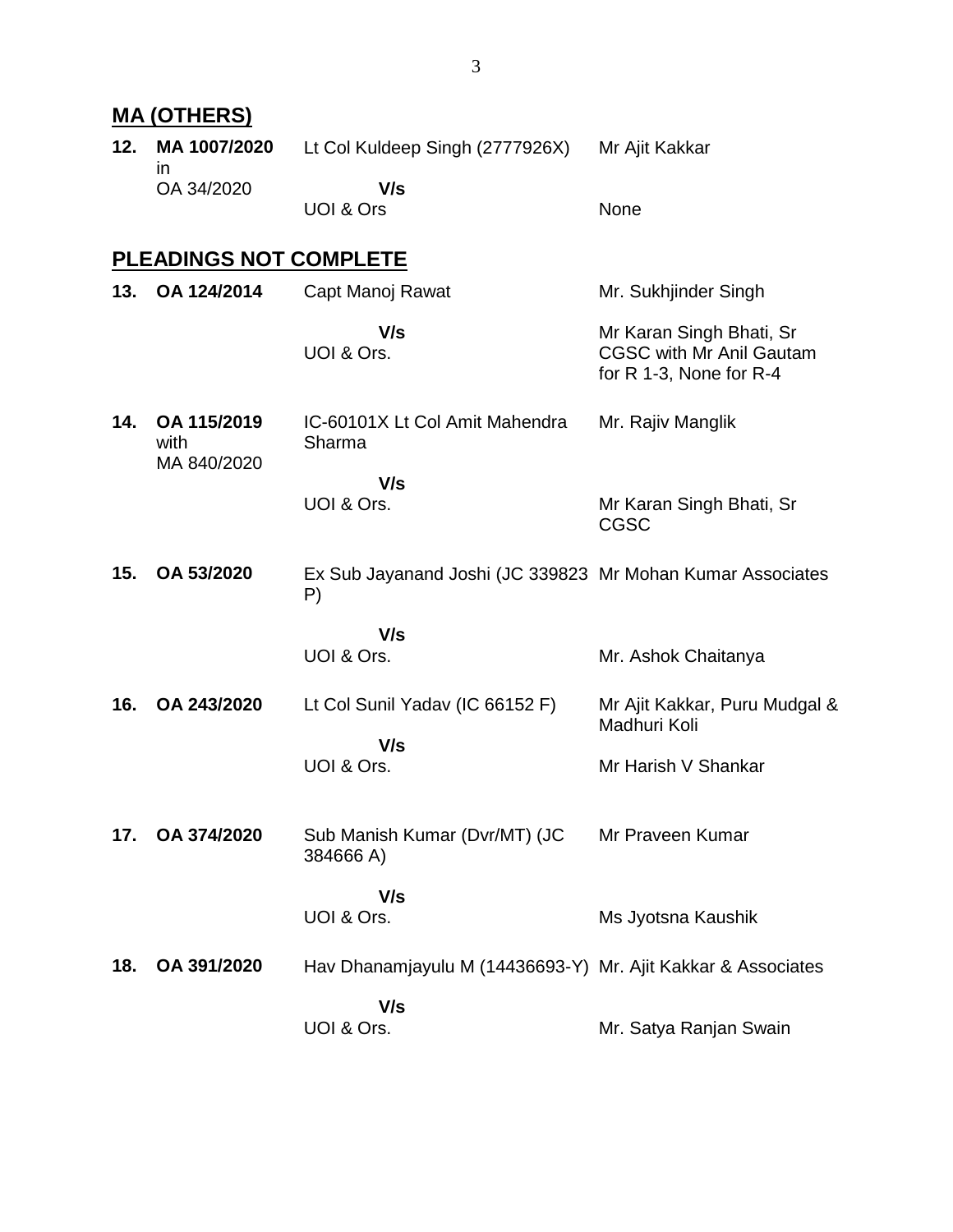## MA (OTHERS)

| | | | |
|---|---|---|---|
| **12.** | **MA 1007/2020** in OA 34/2020 | Lt Col Kuldeep Singh (2777926X)<br>**V/s**<br>UOI & Ors | Mr Ajit Kakkar<br><br>None |

## PLEADINGS NOT COMPLETE

| | | | |
|---|---|---|---|
| **13.** | **OA 124/2014** | Capt Manoj Rawat<br>**V/s**<br>UOI & Ors. | Mr. Sukhjinder Singh<br><br>Mr Karan Singh Bhati, Sr CGSC with Mr Anil Gautam for R 1-3, None for R-4 |
| **14.** | **OA 115/2019** with MA 840/2020 | IC-60101X Lt Col Amit Mahendra Sharma<br>**V/s**<br>UOI & Ors. | Mr. Rajiv Manglik<br><br>Mr Karan Singh Bhati, Sr CGSC |
| **15.** | **OA 53/2020** | Ex Sub Jayanand Joshi (JC 339823 P)<br>**V/s**<br>UOI & Ors. | Mr Mohan Kumar Associates<br><br>Mr. Ashok Chaitanya |
| **16.** | **OA 243/2020** | Lt Col Sunil Yadav (IC 66152 F)<br>**V/s**<br>UOI & Ors. | Mr Ajit Kakkar, Puru Mudgal & Madhuri Koli<br><br>Mr Harish V Shankar |
| **17.** | **OA 374/2020** | Sub Manish Kumar (Dvr/MT) (JC 384666 A)<br>**V/s**<br>UOI & Ors. | Mr Praveen Kumar<br><br>Ms Jyotsna Kaushik |
| **18.** | **OA 391/2020** | Hav Dhanamjayulu M (14436693-Y)<br>**V/s**<br>UOI & Ors. | Mr. Ajit Kakkar & Associates<br><br>Mr. Satya Ranjan Swain |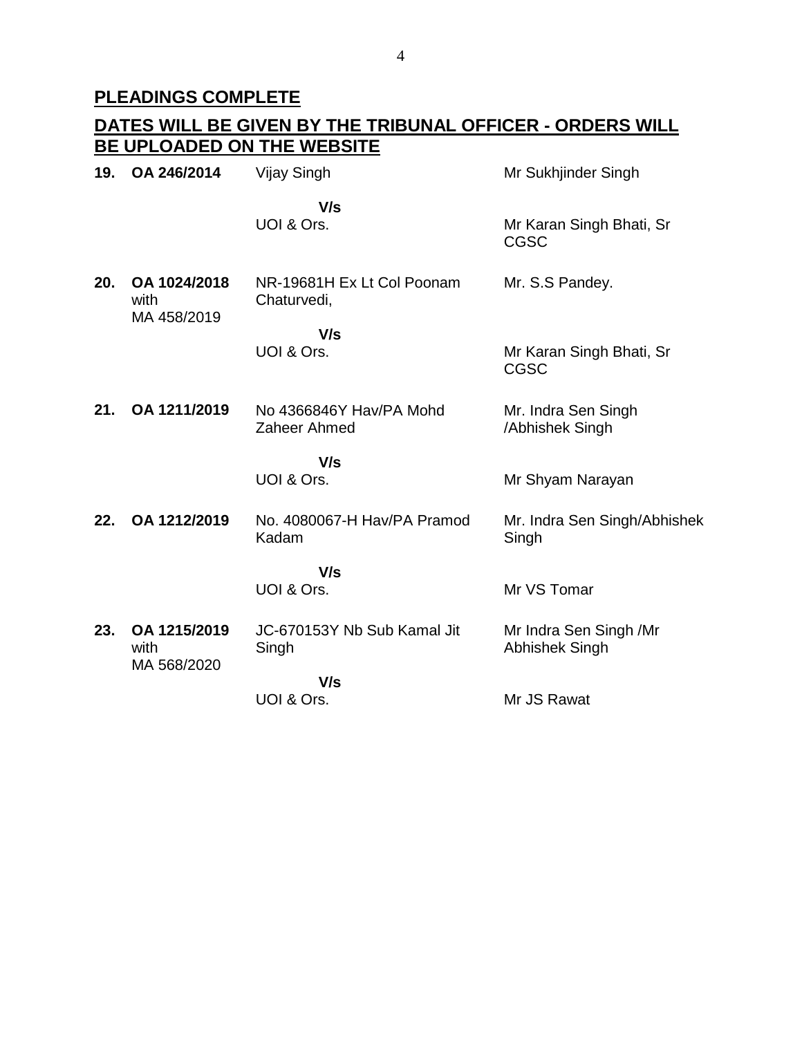## PLEADINGS COMPLETE

## DATES WILL BE GIVEN BY THE TRIBUNAL OFFICER - ORDERS WILL BE UPLOADED ON THE WEBSITE

| | | | |
|---|---|---|---|
| **19.** | **OA 246/2014** | Vijay Singh | Mr Sukhjinder Singh |
| | | **V/s** | |
| | | UOI & Ors. | Mr Karan Singh Bhati, Sr CGSC |
| **20.** | **OA 1024/2018** with MA 458/2019 | NR-19681H Ex Lt Col Poonam Chaturvedi, | Mr. S.S Pandey. |
| | | **V/s** | |
| | | UOI & Ors. | Mr Karan Singh Bhati, Sr CGSC |
| **21.** | **OA 1211/2019** | No 4366846Y Hav/PA Mohd Zaheer Ahmed | Mr. Indra Sen Singh /Abhishek Singh |
| | | **V/s** | |
| | | UOI & Ors. | Mr Shyam Narayan |
| **22.** | **OA 1212/2019** | No. 4080067-H Hav/PA Pramod Kadam | Mr. Indra Sen Singh/Abhishek Singh |
| | | **V/s** | |
| | | UOI & Ors. | Mr VS Tomar |
| **23.** | **OA 1215/2019** with MA 568/2020 | JC-670153Y Nb Sub Kamal Jit Singh | Mr Indra Sen Singh /Mr Abhishek Singh |
| | | **V/s** | |
| | | UOI & Ors. | Mr JS Rawat |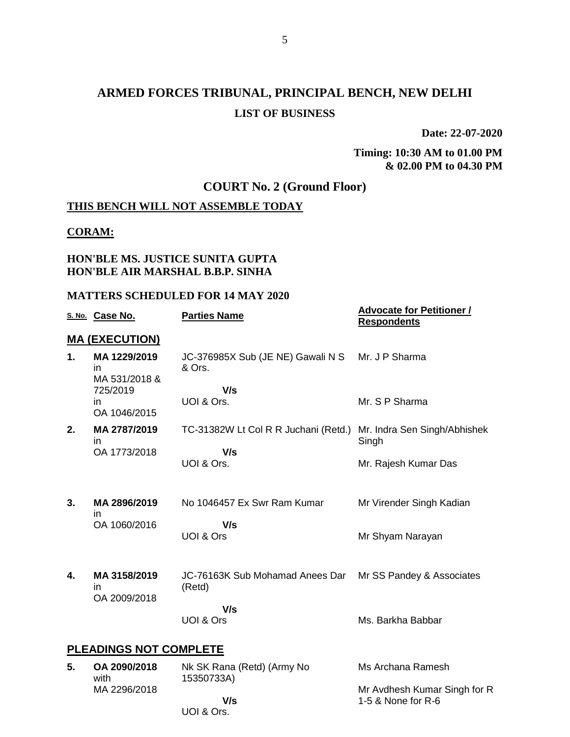# ARMED FORCES TRIBUNAL, PRINCIPAL BENCH, NEW DELHI

## LIST OF BUSINESS

**Date: 22-07-2020**

**Timing: 10:30 AM to 01.00 PM & 02.00 PM to 04.30 PM**

## COURT No. 2 (Ground Floor)

**THIS BENCH WILL NOT ASSEMBLE TODAY**

**CORAM:**

**HON'BLE MS. JUSTICE SUNITA GUPTA**
**HON'BLE AIR MARSHAL B.B.P. SINHA**

**MATTERS SCHEDULED FOR 14 MAY 2020**

| S. No. | Case No. | Parties Name | Advocate for Petitioner / Respondents |
|---|---|---|---|
| **MA (EXECUTION)** | | | |
| 1. | **MA 1229/2019** in MA 531/2018 & 725/2019 in OA 1046/2015 | JC-376985X Sub (JE NE) Gawali N S & Ors. **V/s** UOI & Ors. | Mr. J P Sharma<br>Mr. S P Sharma |
| 2. | **MA 2787/2019** in OA 1773/2018 | TC-31382W Lt Col R R Juchani (Retd.) **V/s** UOI & Ors. | Mr. Indra Sen Singh/Abhishek Singh<br>Mr. Rajesh Kumar Das |
| 3. | **MA 2896/2019** in OA 1060/2016 | No 1046457 Ex Swr Ram Kumar **V/s** UOI & Ors | Mr Virender Singh Kadian<br>Mr Shyam Narayan |
| 4. | **MA 3158/2019** in OA 2009/2018 | JC-76163K Sub Mohamad Anees Dar (Retd) **V/s** UOI & Ors | Mr SS Pandey & Associates<br>Ms. Barkha Babbar |
| **PLEADINGS NOT COMPLETE** | | | |
| 5. | **OA 2090/2018** with MA 2296/2018 | Nk SK Rana (Retd) (Army No 15350733A) **V/s** UOI & Ors. | Ms Archana Ramesh<br>Mr Avdhesh Kumar Singh for R 1-5 & None for R-6 |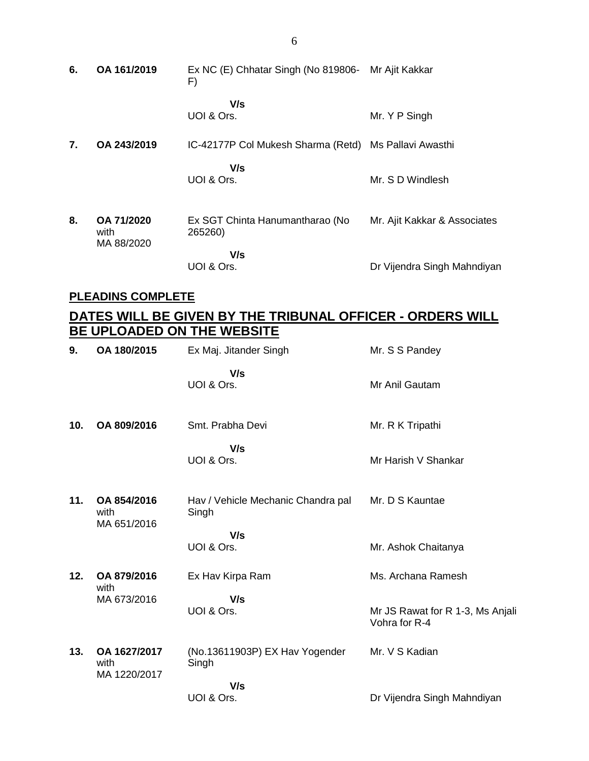| | | | |
|---|---|---|---|
| **6.** | **OA 161/2019** | Ex NC (E) Chhatar Singh (No 819806-F) | Mr Ajit Kakkar |
| | | **V/s** | |
| | | UOI & Ors. | Mr. Y P Singh |
| **7.** | **OA 243/2019** | IC-42177P Col Mukesh Sharma (Retd) | Ms Pallavi Awasthi |
| | | **V/s** | |
| | | UOI & Ors. | Mr. S D Windlesh |
| **8.** | **OA 71/2020** with MA 88/2020 | Ex SGT Chinta Hanumantharao (No 265260) | Mr. Ajit Kakkar & Associates |
| | | **V/s** | |
| | | UOI & Ors. | Dr Vijendra Singh Mahndiyan |

**PLEADINS COMPLETE**

## DATES WILL BE GIVEN BY THE TRIBUNAL OFFICER - ORDERS WILL BE UPLOADED ON THE WEBSITE

| | | | |
|---|---|---|---|
| **9.** | **OA 180/2015** | Ex Maj. Jitander Singh | Mr. S S Pandey |
| | | **V/s** | |
| | | UOI & Ors. | Mr Anil Gautam |
| **10.** | **OA 809/2016** | Smt. Prabha Devi | Mr. R K Tripathi |
| | | **V/s** | |
| | | UOI & Ors. | Mr Harish V Shankar |
| **11.** | **OA 854/2016** with MA 651/2016 | Hav / Vehicle Mechanic Chandra pal Singh | Mr. D S Kauntae |
| | | **V/s** | |
| | | UOI & Ors. | Mr. Ashok Chaitanya |
| **12.** | **OA 879/2016** with MA 673/2016 | Ex Hav Kirpa Ram | Ms. Archana Ramesh |
| | | **V/s** | |
| | | UOI & Ors. | Mr JS Rawat for R 1-3, Ms Anjali Vohra for R-4 |
| **13.** | **OA 1627/2017** with MA 1220/2017 | (No.13611903P) EX Hav Yogender Singh | Mr. V S Kadian |
| | | **V/s** | |
| | | UOI & Ors. | Dr Vijendra Singh Mahndiyan |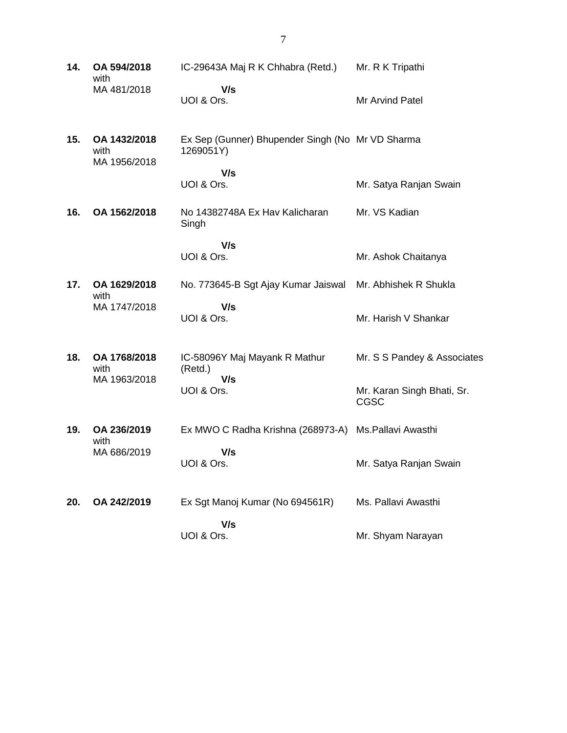| | | | |
|---|---|---|---|
| **14.** | **OA 594/2018** with MA 481/2018 | IC-29643A Maj R K Chhabra (Retd.) **V/s** UOI & Ors. | Mr. R K Tripathi<br><br>Mr Arvind Patel |
| **15.** | **OA 1432/2018** with MA 1956/2018 | Ex Sep (Gunner) Bhupender Singh (No 1269051Y) **V/s** UOI & Ors. | Mr VD Sharma<br><br>Mr. Satya Ranjan Swain |
| **16.** | **OA 1562/2018** | No 14382748A Ex Hav Kalicharan Singh **V/s** UOI & Ors. | Mr. VS Kadian<br><br>Mr. Ashok Chaitanya |
| **17.** | **OA 1629/2018** with MA 1747/2018 | No. 773645-B Sgt Ajay Kumar Jaiswal **V/s** UOI & Ors. | Mr. Abhishek R Shukla<br><br>Mr. Harish V Shankar |
| **18.** | **OA 1768/2018** with MA 1963/2018 | IC-58096Y Maj Mayank R Mathur (Retd.) **V/s** UOI & Ors. | Mr. S S Pandey & Associates<br><br>Mr. Karan Singh Bhati, Sr. CGSC |
| **19.** | **OA 236/2019** with MA 686/2019 | Ex MWO C Radha Krishna (268973-A) **V/s** UOI & Ors. | Ms.Pallavi Awasthi<br><br>Mr. Satya Ranjan Swain |
| **20.** | **OA 242/2019** | Ex Sgt Manoj Kumar (No 694561R) **V/s** UOI & Ors. | Ms. Pallavi Awasthi<br><br>Mr. Shyam Narayan |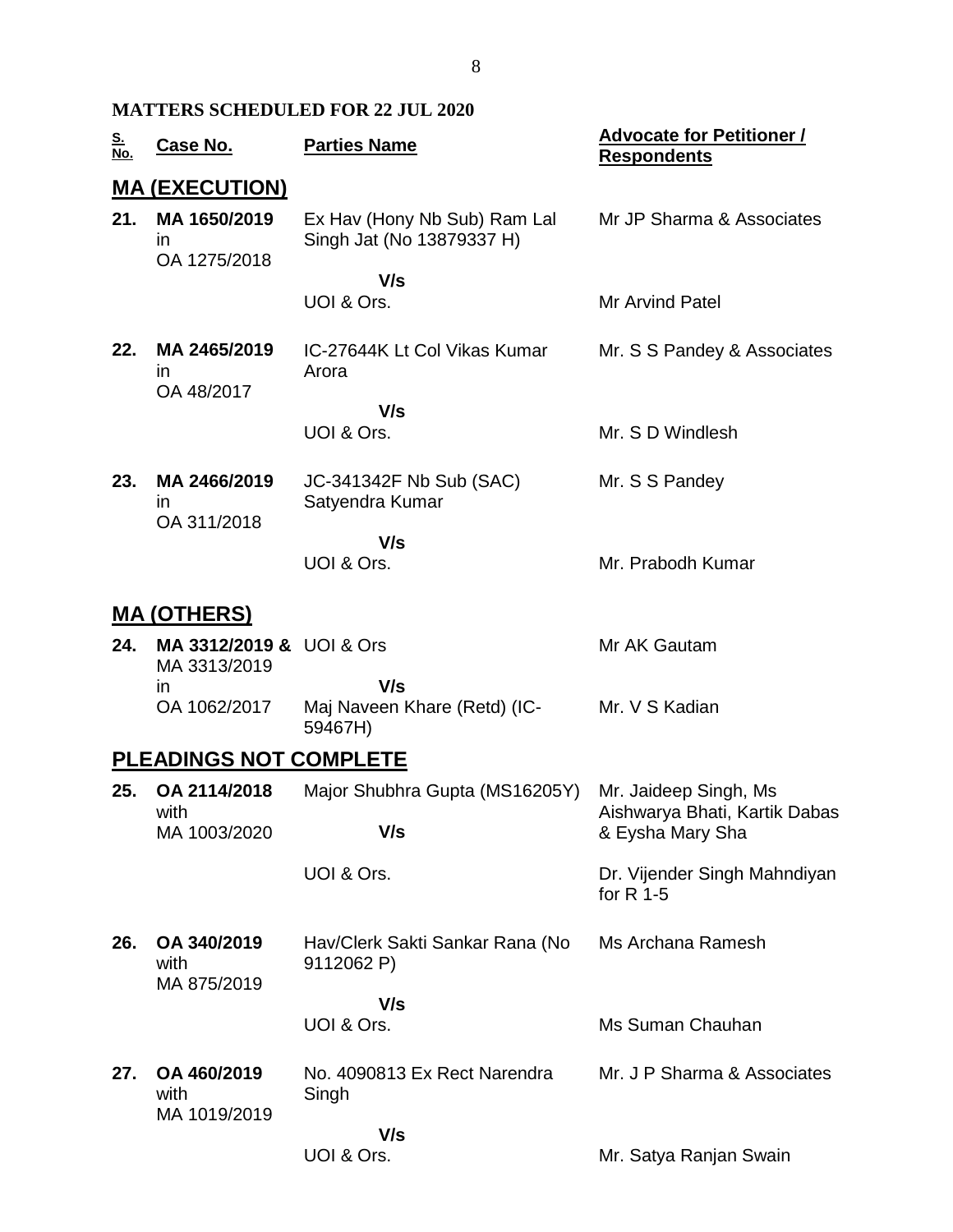**MATTERS SCHEDULED FOR 22 JUL 2020**

| S. No. | Case No. | Parties Name | Advocate for Petitioner / Respondents |
|---|---|---|---|
| | **MA (EXECUTION)** | | |
| **21.** | **MA 1650/2019** in OA 1275/2018 | Ex Hav (Hony Nb Sub) Ram Lal Singh Jat (No 13879337 H) | Mr JP Sharma & Associates |
| | | **V/s** | |
| | | UOI & Ors. | Mr Arvind Patel |
| **22.** | **MA 2465/2019** in OA 48/2017 | IC-27644K Lt Col Vikas Kumar Arora | Mr. S S Pandey & Associates |
| | | **V/s** | |
| | | UOI & Ors. | Mr. S D Windlesh |
| **23.** | **MA 2466/2019** in OA 311/2018 | JC-341342F Nb Sub (SAC) Satyendra Kumar | Mr. S S Pandey |
| | | **V/s** | |
| | | UOI & Ors. | Mr. Prabodh Kumar |
| | **MA (OTHERS)** | | |
| **24.** | **MA 3312/2019 &** MA 3313/2019 in OA 1062/2017 | UOI & Ors | Mr AK Gautam |
| | | **V/s** | |
| | | Maj Naveen Khare (Retd) (IC-59467H) | Mr. V S Kadian |
| | **PLEADINGS NOT COMPLETE** | | |
| **25.** | **OA 2114/2018** with MA 1003/2020 | Major Shubhra Gupta (MS16205Y) | Mr. Jaideep Singh, Ms Aishwarya Bhati, Kartik Dabas & Eysha Mary Sha |
| | | **V/s** | |
| | | UOI & Ors. | Dr. Vijender Singh Mahndiyan for R 1-5 |
| **26.** | **OA 340/2019** with MA 875/2019 | Hav/Clerk Sakti Sankar Rana (No 9112062 P) | Ms Archana Ramesh |
| | | **V/s** | |
| | | UOI & Ors. | Ms Suman Chauhan |
| **27.** | **OA 460/2019** with MA 1019/2019 | No. 4090813 Ex Rect Narendra Singh | Mr. J P Sharma & Associates |
| | | **V/s** | |
| | | UOI & Ors. | Mr. Satya Ranjan Swain |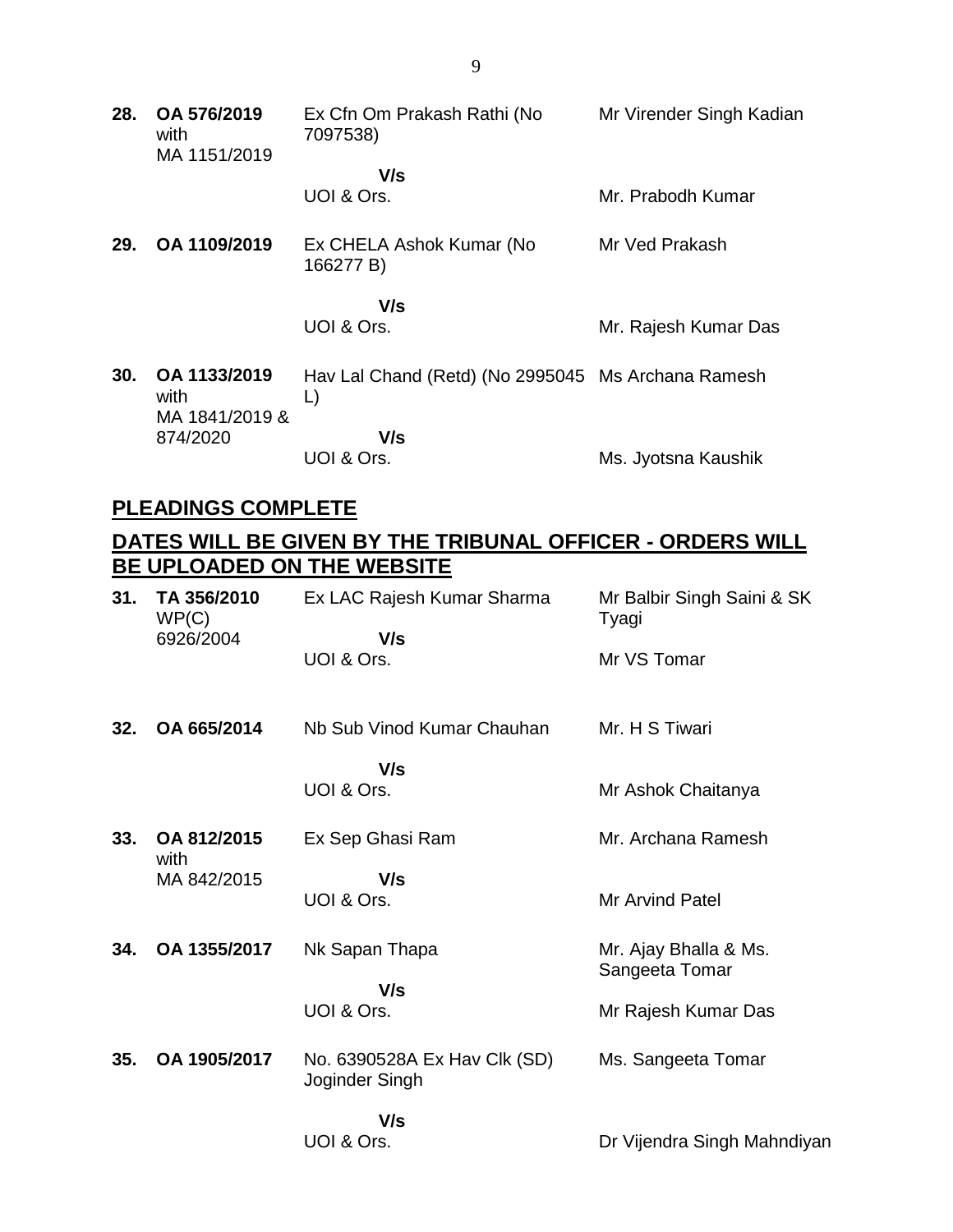| | | | |
|---|---|---|---|
| **28.** | **OA 576/2019** with MA 1151/2019 | Ex Cfn Om Prakash Rathi (No 7097538) | Mr Virender Singh Kadian |
| | | **V/s** | |
| | | UOI & Ors. | Mr. Prabodh Kumar |
| **29.** | **OA 1109/2019** | Ex CHELA Ashok Kumar (No 166277 B) | Mr Ved Prakash |
| | | **V/s** | |
| | | UOI & Ors. | Mr. Rajesh Kumar Das |
| **30.** | **OA 1133/2019** with MA 1841/2019 & 874/2020 | Hav Lal Chand (Retd) (No 2995045 L) | Ms Archana Ramesh |
| | | **V/s** | |
| | | UOI & Ors. | Ms. Jyotsna Kaushik |

## PLEADINGS COMPLETE

## DATES WILL BE GIVEN BY THE TRIBUNAL OFFICER - ORDERS WILL BE UPLOADED ON THE WEBSITE

| | | | |
|---|---|---|---|
| **31.** | **TA 356/2010** WP(C) 6926/2004 | Ex LAC Rajesh Kumar Sharma | Mr Balbir Singh Saini & SK Tyagi |
| | | **V/s** | |
| | | UOI & Ors. | Mr VS Tomar |
| **32.** | **OA 665/2014** | Nb Sub Vinod Kumar Chauhan | Mr. H S Tiwari |
| | | **V/s** | |
| | | UOI & Ors. | Mr Ashok Chaitanya |
| **33.** | **OA 812/2015** with MA 842/2015 | Ex Sep Ghasi Ram | Mr. Archana Ramesh |
| | | **V/s** | |
| | | UOI & Ors. | Mr Arvind Patel |
| **34.** | **OA 1355/2017** | Nk Sapan Thapa | Mr. Ajay Bhalla & Ms. Sangeeta Tomar |
| | | **V/s** | |
| | | UOI & Ors. | Mr Rajesh Kumar Das |
| **35.** | **OA 1905/2017** | No. 6390528A Ex Hav Clk (SD) Joginder Singh | Ms. Sangeeta Tomar |
| | | **V/s** | |
| | | UOI & Ors. | Dr Vijendra Singh Mahndiyan |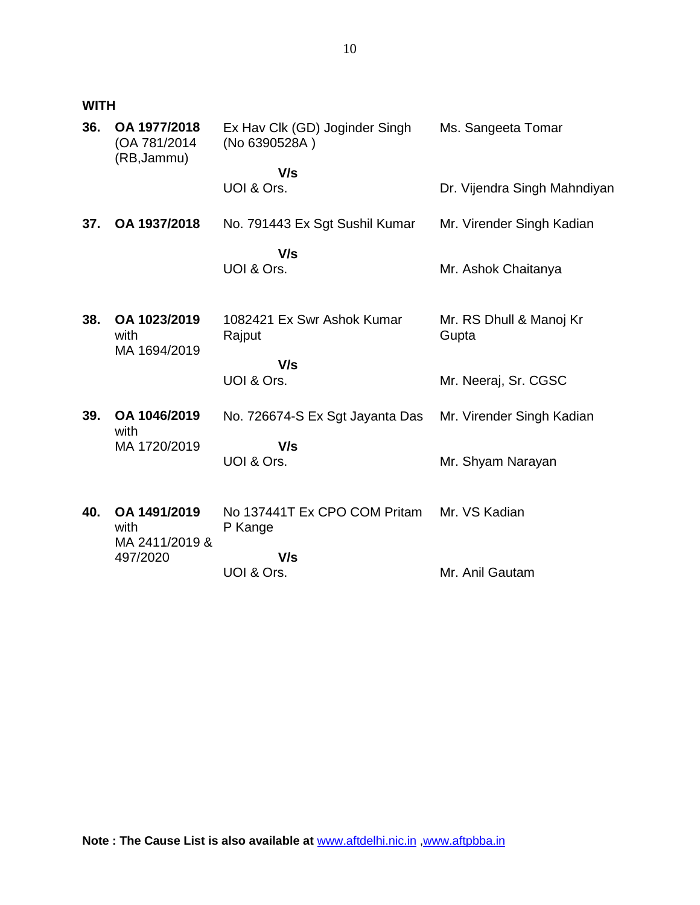**WITH**

| | | | |
|---|---|---|---|
| **36.** | **OA 1977/2018** (OA 781/2014 (RB,Jammu) | Ex Hav Clk (GD) Joginder Singh (No 6390528A ) **V/s** UOI & Ors. | Ms. Sangeeta Tomar<br><br>Dr. Vijendra Singh Mahndiyan |
| **37.** | **OA 1937/2018** | No. 791443 Ex Sgt Sushil Kumar **V/s** UOI & Ors. | Mr. Virender Singh Kadian<br><br>Mr. Ashok Chaitanya |
| **38.** | **OA 1023/2019** with MA 1694/2019 | 1082421 Ex Swr Ashok Kumar Rajput **V/s** UOI & Ors. | Mr. RS Dhull & Manoj Kr Gupta<br><br>Mr. Neeraj, Sr. CGSC |
| **39.** | **OA 1046/2019** with MA 1720/2019 | No. 726674-S Ex Sgt Jayanta Das **V/s** UOI & Ors. | Mr. Virender Singh Kadian<br><br>Mr. Shyam Narayan |
| **40.** | **OA 1491/2019** with MA 2411/2019 & 497/2020 | No 137441T Ex CPO COM Pritam P Kange **V/s** UOI & Ors. | Mr. VS Kadian<br><br>Mr. Anil Gautam |

**Note : The Cause List is also available at** www.aftdelhi.nic.in ,www.aftpbba.in